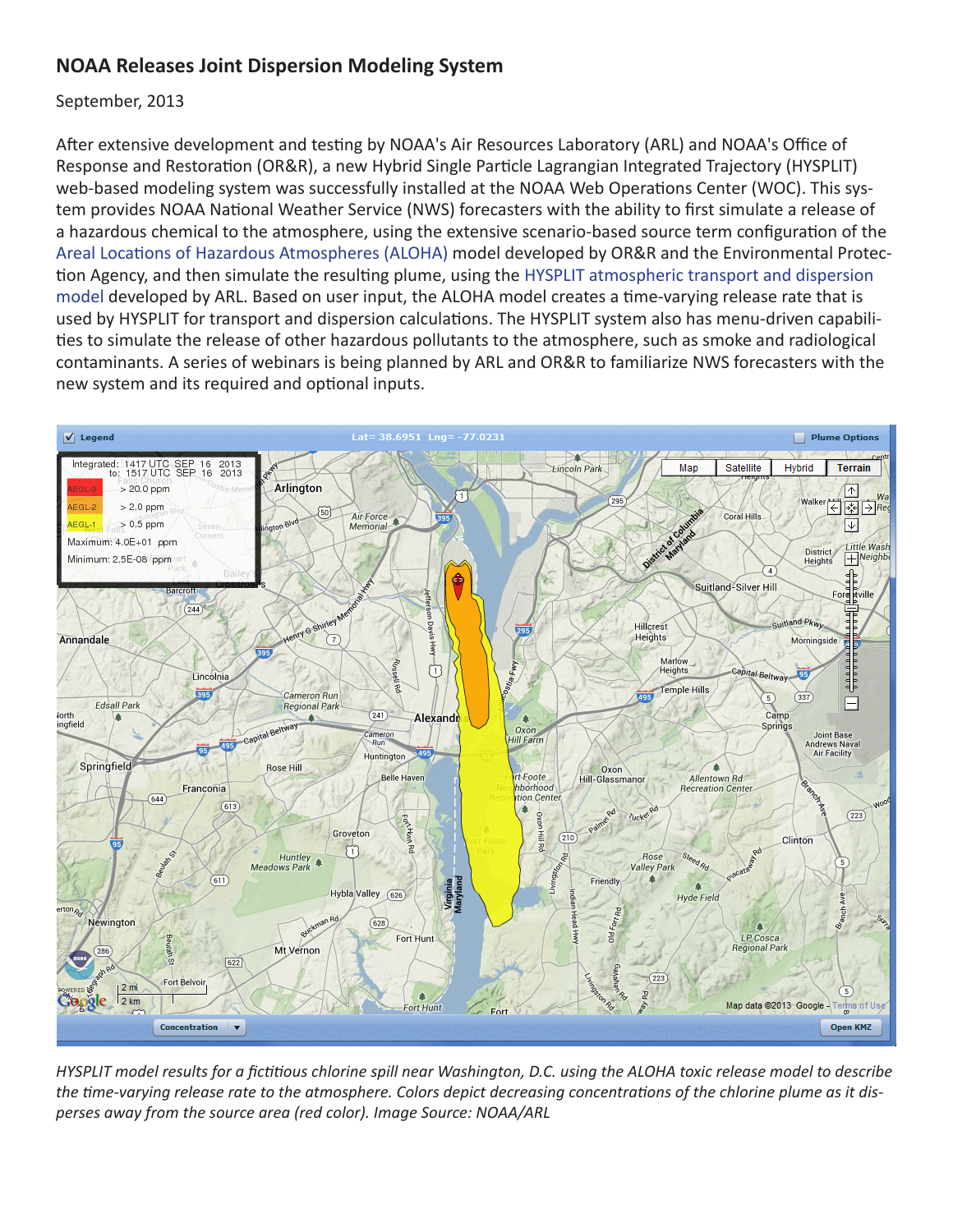## NOAA Releases Joint Dispersion Modeling System

September, 2013

After extensive development and testing by NOAA's Air Resources Laboratory (ARL) and NOAA's Office of Response and Restoration (OR&R), a new Hybrid Single Particle Lagrangian Integrated Trajectory (HYSPLIT) web-based modeling system was successfully installed at the NOAA Web Operations Center (WOC). This system provides NOAA National Weather Service (NWS) forecasters with the ability to first simulate a release of a hazardous chemical to the atmosphere, using the extensive scenario-based source term configuration of the Areal Locations of Hazardous Atmospheres (ALOHA) model developed by OR&R and the Environmental Protection Agency, and then simulate the resulting plume, using the HYSPLIT atmospheric transport and dispersion model developed by ARL. Based on user input, the ALOHA model creates a time-varying release rate that is used by HYSPLIT for transport and dispersion calculations. The HYSPLIT system also has menu-driven capabilities to simulate the release of other hazardous pollutants to the atmosphere, such as smoke and radiological contaminants. A series of webinars is being planned by ARL and OR&R to familiarize NWS forecasters with the new system and its required and optional inputs.

*HYSPLIT model results for a fictitious chlorine spill near Washington, D.C. using the ALOHA toxic release model to describe the time-varying release rate to the atmosphere. Colors depict decreasing concentrations of the chlorine plume as it disperses away from the source area (red color). Image Source: NOAA/ARL*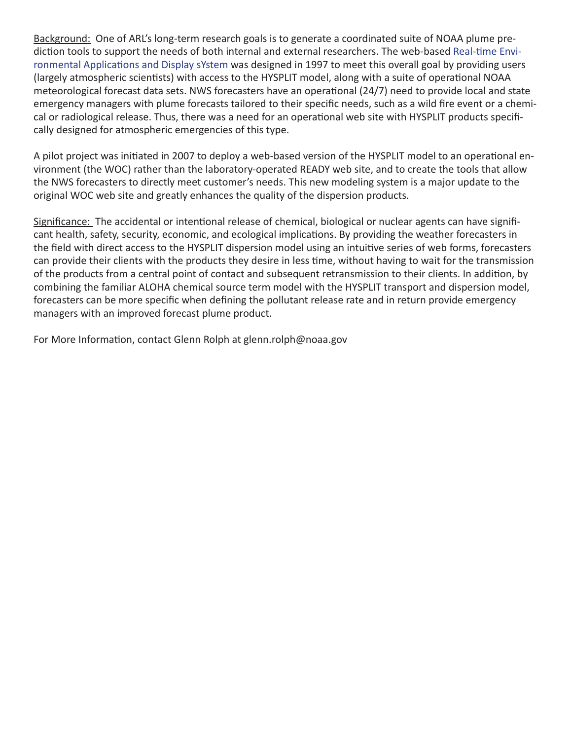Background: One of ARL's long-term research goals is to generate a coordinated suite of NOAA plume prediction tools to support the needs of both internal and external researchers. The web-based Real-time Environmental Applications and Display sYstem was designed in 1997 to meet this overall goal by providing users (largely atmospheric scientists) with access to the HYSPLIT model, along with a suite of operational NOAA meteorological forecast data sets. NWS forecasters have an operational (24/7) need to provide local and state emergency managers with plume forecasts tailored to their specific needs, such as a wild fire event or a chemical or radiological release. Thus, there was a need for an operational web site with HYSPLIT products specifically designed for atmospheric emergencies of this type.

A pilot project was initiated in 2007 to deploy a web-based version of the HYSPLIT model to an operational environment (the WOC) rather than the laboratory-operated READY web site, and to create the tools that allow the NWS forecasters to directly meet customer's needs. This new modeling system is a major update to the original WOC web site and greatly enhances the quality of the dispersion products.

Significance: The accidental or intentional release of chemical, biological or nuclear agents can have significant health, safety, security, economic, and ecological implications. By providing the weather forecasters in the field with direct access to the HYSPLIT dispersion model using an intuitive series of web forms, forecasters can provide their clients with the products they desire in less time, without having to wait for the transmission of the products from a central point of contact and subsequent retransmission to their clients. In addition, by combining the familiar ALOHA chemical source term model with the HYSPLIT transport and dispersion model, forecasters can be more specific when defining the pollutant release rate and in return provide emergency managers with an improved forecast plume product.

For More Information, contact Glenn Rolph at glenn.rolph@noaa.gov